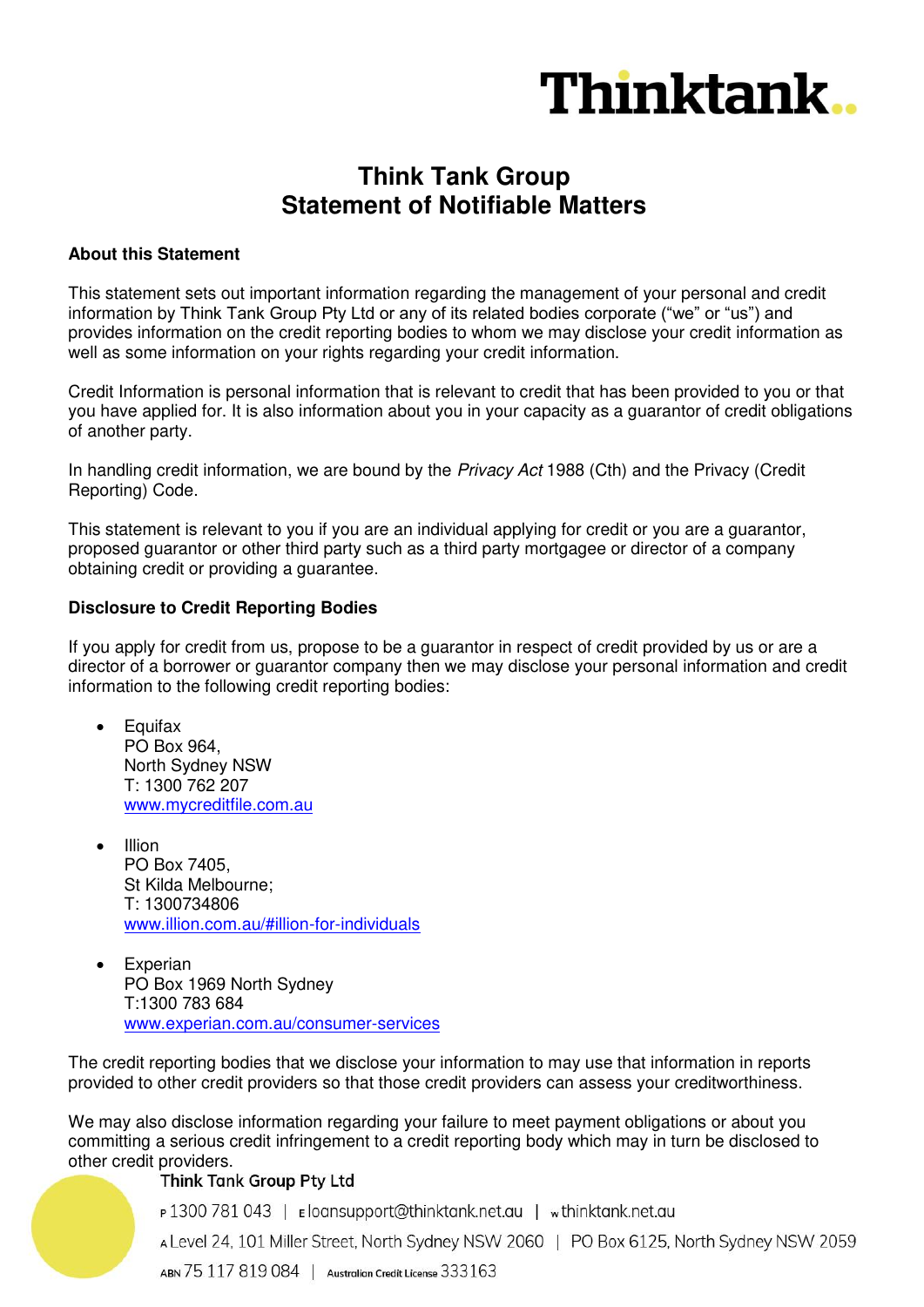# Think Tank Group
# Statement of Notifiable Matters

### About this Statement

This statement sets out important information regarding the management of your personal and credit information by Think Tank Group Pty Ltd or any of its related bodies corporate ("we" or "us") and provides information on the credit reporting bodies to whom we may disclose your credit information as well as some information on your rights regarding your credit information.

Credit Information is personal information that is relevant to credit that has been provided to you or that you have applied for. It is also information about you in your capacity as a guarantor of credit obligations of another party.

In handling credit information, we are bound by the *Privacy Act* 1988 (Cth) and the Privacy (Credit Reporting) Code.

This statement is relevant to you if you are an individual applying for credit or you are a guarantor, proposed guarantor or other third party such as a third party mortgagee or director of a company obtaining credit or providing a guarantee.

### Disclosure to Credit Reporting Bodies

If you apply for credit from us, propose to be a guarantor in respect of credit provided by us or are a director of a borrower or guarantor company then we may disclose your personal information and credit information to the following credit reporting bodies:

- Equifax
  PO Box 964,
  North Sydney NSW
  T: 1300 762 207
  www.mycreditfile.com.au

- Illion
  PO Box 7405,
  St Kilda Melbourne;
  T: 1300734806
  www.illion.com.au/#illion-for-individuals

- Experian
  PO Box 1969 North Sydney
  T:1300 783 684
  www.experian.com.au/consumer-services

The credit reporting bodies that we disclose your information to may use that information in reports provided to other credit providers so that those credit providers can assess your creditworthiness.

We may also disclose information regarding your failure to meet payment obligations or about you committing a serious credit infringement to a credit reporting body which may in turn be disclosed to other credit providers.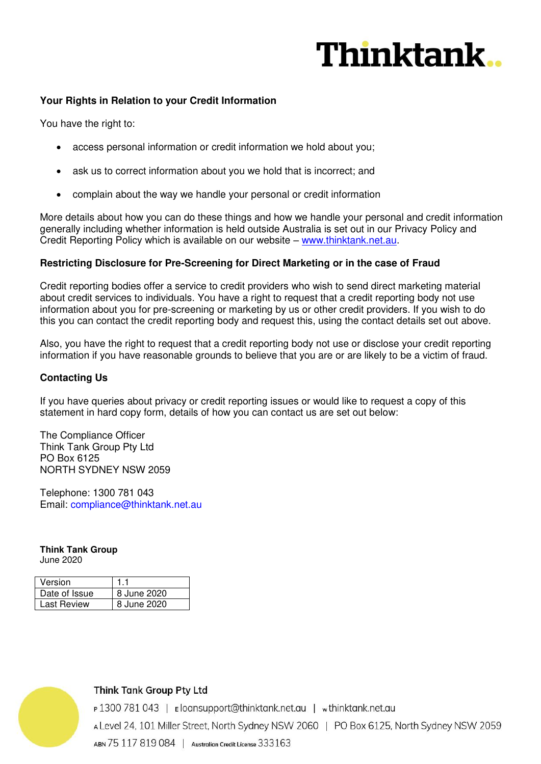### Your Rights in Relation to your Credit Information

You have the right to:

- access personal information or credit information we hold about you;
- ask us to correct information about you we hold that is incorrect; and
- complain about the way we handle your personal or credit information

More details about how you can do these things and how we handle your personal and credit information generally including whether information is held outside Australia is set out in our Privacy Policy and Credit Reporting Policy which is available on our website – www.thinktank.net.au.

### Restricting Disclosure for Pre-Screening for Direct Marketing or in the case of Fraud

Credit reporting bodies offer a service to credit providers who wish to send direct marketing material about credit services to individuals. You have a right to request that a credit reporting body not use information about you for pre-screening or marketing by us or other credit providers. If you wish to do this you can contact the credit reporting body and request this, using the contact details set out above.

Also, you have the right to request that a credit reporting body not use or disclose your credit reporting information if you have reasonable grounds to believe that you are or are likely to be a victim of fraud.

### Contacting Us

If you have queries about privacy or credit reporting issues or would like to request a copy of this statement in hard copy form, details of how you can contact us are set out below:

The Compliance Officer
Think Tank Group Pty Ltd
PO Box 6125
NORTH SYDNEY NSW 2059

Telephone: 1300 781 043
Email: compliance@thinktank.net.au

**Think Tank Group**
June 2020

| | |
|---|---|
| Version | 1.1 |
| Date of Issue | 8 June 2020 |
| Last Review | 8 June 2020 |